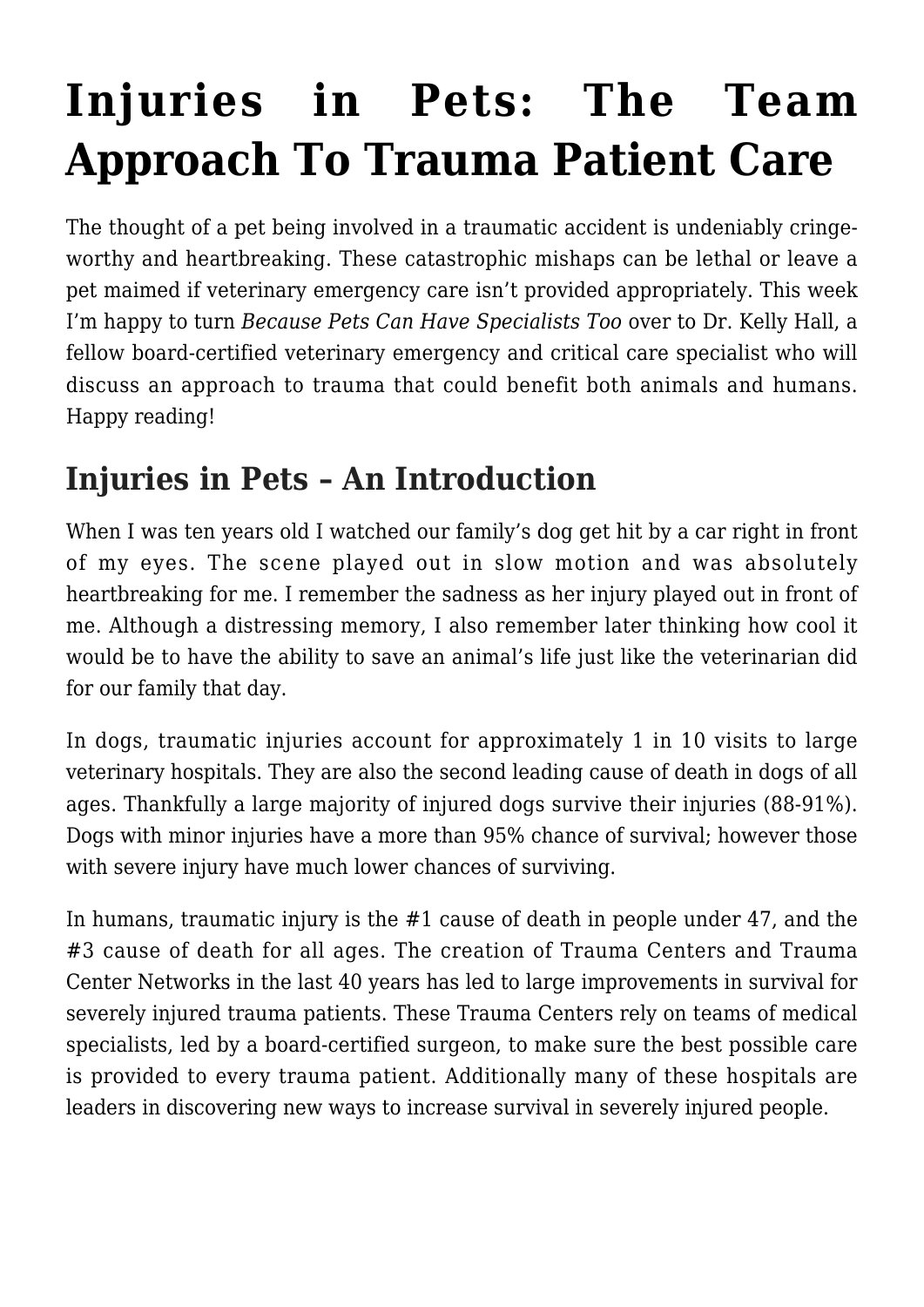# Injuries in Pets: The Team Approach To Trauma Patient Care

The thought of a pet being involved in a traumatic accident is undeniably cringe-worthy and heartbreaking. These catastrophic mishaps can be lethal or leave a pet maimed if veterinary emergency care isn't provided appropriately. This week I'm happy to turn *Because Pets Can Have Specialists Too* over to Dr. Kelly Hall, a fellow board-certified veterinary emergency and critical care specialist who will discuss an approach to trauma that could benefit both animals and humans. Happy reading!

## Injuries in Pets – An Introduction

When I was ten years old I watched our family's dog get hit by a car right in front of my eyes. The scene played out in slow motion and was absolutely heartbreaking for me. I remember the sadness as her injury played out in front of me. Although a distressing memory, I also remember later thinking how cool it would be to have the ability to save an animal's life just like the veterinarian did for our family that day.

In dogs, traumatic injuries account for approximately 1 in 10 visits to large veterinary hospitals. They are also the second leading cause of death in dogs of all ages. Thankfully a large majority of injured dogs survive their injuries (88-91%). Dogs with minor injuries have a more than 95% chance of survival; however those with severe injury have much lower chances of surviving.

In humans, traumatic injury is the #1 cause of death in people under 47, and the #3 cause of death for all ages. The creation of Trauma Centers and Trauma Center Networks in the last 40 years has led to large improvements in survival for severely injured trauma patients. These Trauma Centers rely on teams of medical specialists, led by a board-certified surgeon, to make sure the best possible care is provided to every trauma patient. Additionally many of these hospitals are leaders in discovering new ways to increase survival in severely injured people.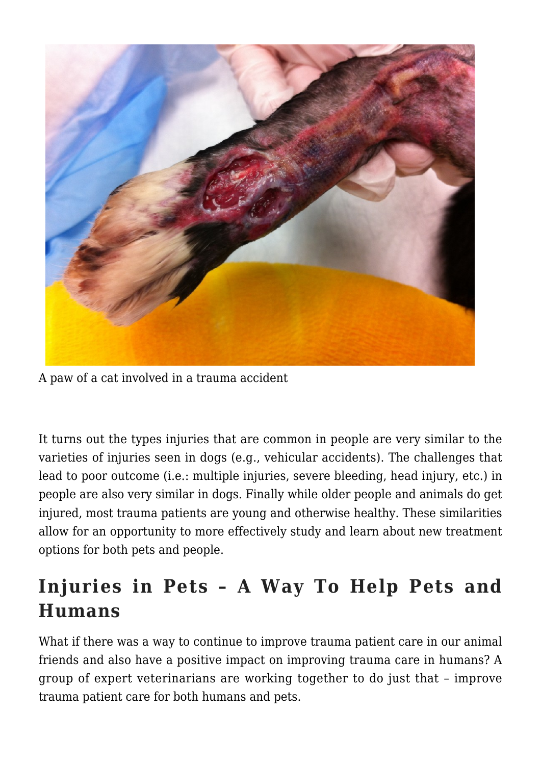A paw of a cat involved in a trauma accident

It turns out the types injuries that are common in people are very similar to the varieties of injuries seen in dogs (e.g., vehicular accidents). The challenges that lead to poor outcome (i.e.: multiple injuries, severe bleeding, head injury, etc.) in people are also very similar in dogs. Finally while older people and animals do get injured, most trauma patients are young and otherwise healthy. These similarities allow for an opportunity to more effectively study and learn about new treatment options for both pets and people.

## Injuries in Pets – A Way To Help Pets and Humans

What if there was a way to continue to improve trauma patient care in our animal friends and also have a positive impact on improving trauma care in humans? A group of expert veterinarians are working together to do just that – improve trauma patient care for both humans and pets.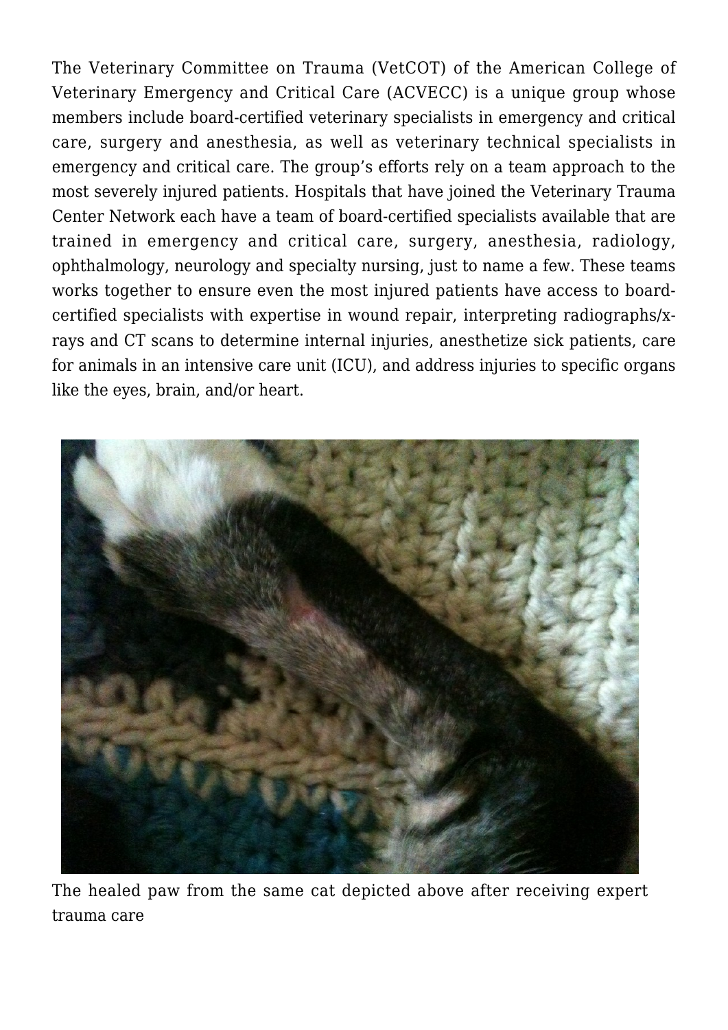The Veterinary Committee on Trauma (VetCOT) of the American College of Veterinary Emergency and Critical Care (ACVECC) is a unique group whose members include board-certified veterinary specialists in emergency and critical care, surgery and anesthesia, as well as veterinary technical specialists in emergency and critical care. The group's efforts rely on a team approach to the most severely injured patients. Hospitals that have joined the Veterinary Trauma Center Network each have a team of board-certified specialists available that are trained in emergency and critical care, surgery, anesthesia, radiology, ophthalmology, neurology and specialty nursing, just to name a few. These teams works together to ensure even the most injured patients have access to board-certified specialists with expertise in wound repair, interpreting radiographs/x-rays and CT scans to determine internal injuries, anesthetize sick patients, care for animals in an intensive care unit (ICU), and address injuries to specific organs like the eyes, brain, and/or heart.

The healed paw from the same cat depicted above after receiving expert trauma care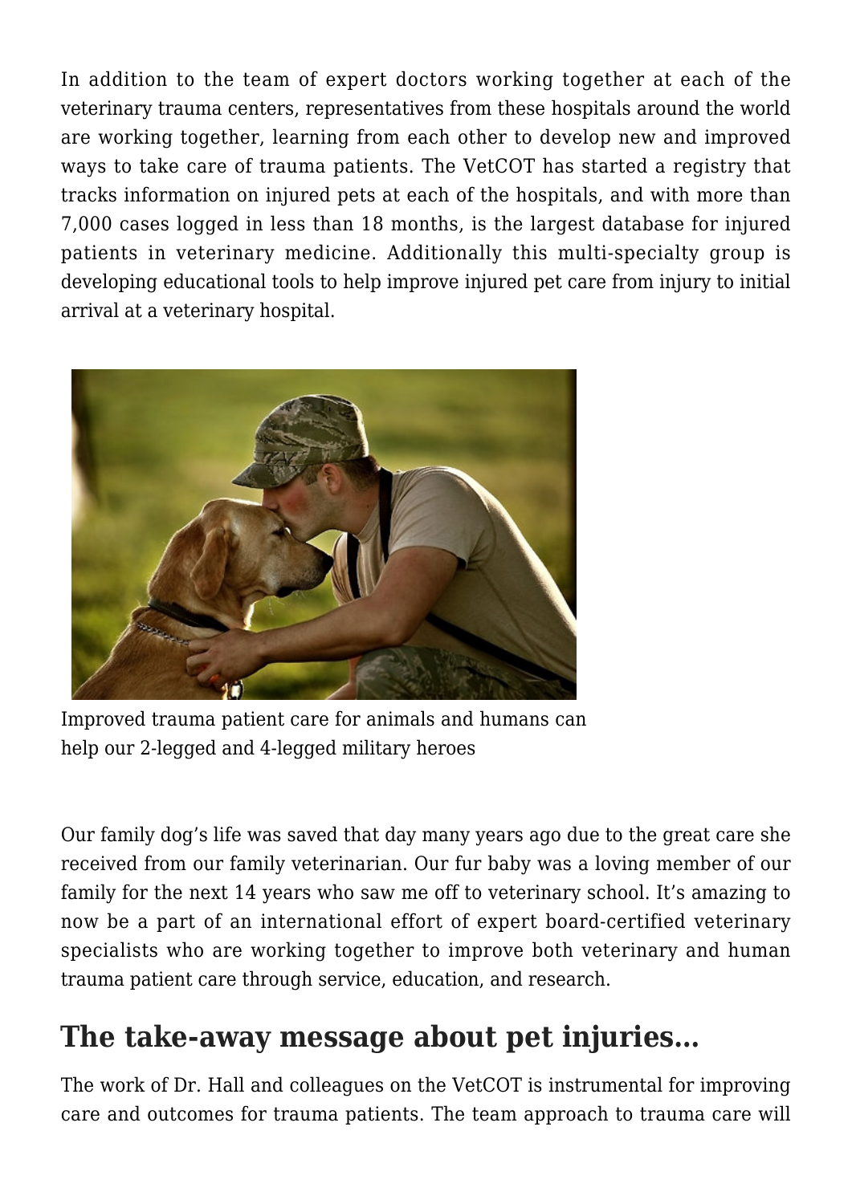In addition to the team of expert doctors working together at each of the veterinary trauma centers, representatives from these hospitals around the world are working together, learning from each other to develop new and improved ways to take care of trauma patients. The VetCOT has started a registry that tracks information on injured pets at each of the hospitals, and with more than 7,000 cases logged in less than 18 months, is the largest database for injured patients in veterinary medicine. Additionally this multi-specialty group is developing educational tools to help improve injured pet care from injury to initial arrival at a veterinary hospital.

Improved trauma patient care for animals and humans can help our 2-legged and 4-legged military heroes

Our family dog's life was saved that day many years ago due to the great care she received from our family veterinarian. Our fur baby was a loving member of our family for the next 14 years who saw me off to veterinary school. It's amazing to now be a part of an international effort of expert board-certified veterinary specialists who are working together to improve both veterinary and human trauma patient care through service, education, and research.

## The take-away message about pet injuries…

The work of Dr. Hall and colleagues on the VetCOT is instrumental for improving care and outcomes for trauma patients. The team approach to trauma care will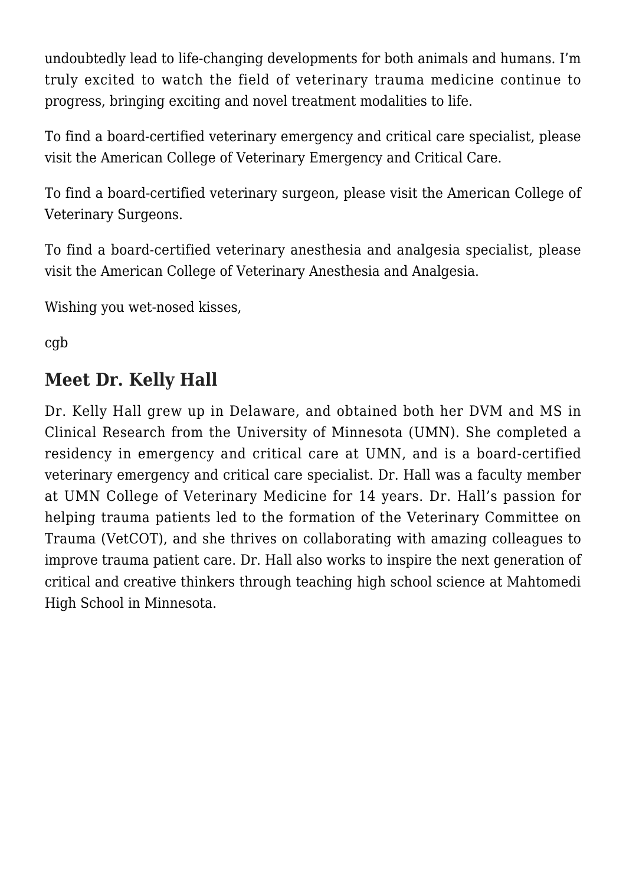undoubtedly lead to life-changing developments for both animals and humans. I'm truly excited to watch the field of veterinary trauma medicine continue to progress, bringing exciting and novel treatment modalities to life.

To find a board-certified veterinary emergency and critical care specialist, please visit the American College of Veterinary Emergency and Critical Care.

To find a board-certified veterinary surgeon, please visit the American College of Veterinary Surgeons.

To find a board-certified veterinary anesthesia and analgesia specialist, please visit the American College of Veterinary Anesthesia and Analgesia.

Wishing you wet-nosed kisses,

cgb

## Meet Dr. Kelly Hall

Dr. Kelly Hall grew up in Delaware, and obtained both her DVM and MS in Clinical Research from the University of Minnesota (UMN). She completed a residency in emergency and critical care at UMN, and is a board-certified veterinary emergency and critical care specialist. Dr. Hall was a faculty member at UMN College of Veterinary Medicine for 14 years. Dr. Hall's passion for helping trauma patients led to the formation of the Veterinary Committee on Trauma (VetCOT), and she thrives on collaborating with amazing colleagues to improve trauma patient care. Dr. Hall also works to inspire the next generation of critical and creative thinkers through teaching high school science at Mahtomedi High School in Minnesota.